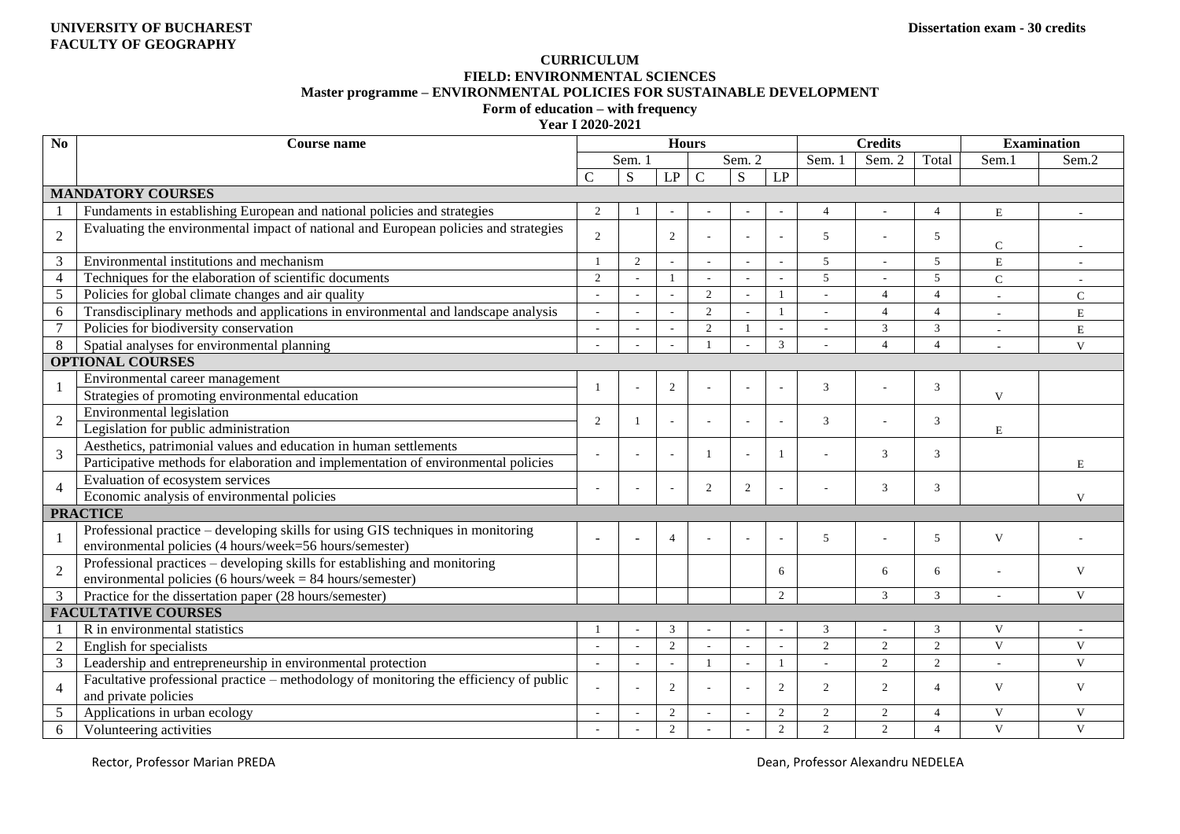**UNIVERSITY OF BUCHAREST**
**FACULTY OF GEOGRAPHY**

**Dissertation exam - 30 credits**

**CURRICULUM**
**FIELD: ENVIRONMENTAL SCIENCES**
**Master programme – ENVIRONMENTAL POLICIES FOR SUSTAINABLE DEVELOPMENT**
**Form of education – with frequency**
**Year I 2020-2021**

| No | Course name | Hours | | | | | | Credits | | | Examination | |
|---|---|---|---|---|---|---|---|---|---|---|---|---|
| | | Sem. 1 | | | Sem. 2 | | | Sem. 1 | Sem. 2 | Total | Sem.1 | Sem.2 |
| | | C | S | LP | C | S | LP | | | | | |
| **MANDATORY COURSES** | | | | | | | | | | | | |
| 1 | Fundaments in establishing European and national policies and strategies | 2 | 1 | - | - | - | - | 4 | - | 4 | E | - |
| 2 | Evaluating the environmental impact of national and European policies and strategies | 2 | | 2 | - | - | - | 5 | - | 5 | C | - |
| 3 | Environmental institutions and mechanism | 1 | 2 | - | - | - | - | 5 | - | 5 | E | - |
| 4 | Techniques for the elaboration of scientific documents | 2 | - | 1 | - | - | - | 5 | - | 5 | C | - |
| 5 | Policies for global climate changes and air quality | - | - | - | 2 | - | 1 | - | 4 | 4 | - | C |
| 6 | Transdisciplinary methods and applications in environmental and landscape analysis | - | - | - | 2 | - | 1 | - | 4 | 4 | - | E |
| 7 | Policies for biodiversity conservation | - | - | - | 2 | 1 | - | - | 3 | 3 | - | E |
| 8 | Spatial analyses for environmental planning | - | - | - | 1 | - | 3 | - | 4 | 4 | - | V |
| **OPTIONAL COURSES** | | | | | | | | | | | | |
| 1 | Environmental career management / Strategies of promoting environmental education | 1 | - | 2 | - | - | - | 3 | - | 3 | V | |
| 2 | Environmental legislation / Legislation for public administration | 2 | 1 | - | - | - | - | 3 | - | 3 | E | |
| 3 | Aesthetics, patrimonial values and education in human settlements / Participative methods for elaboration and implementation of environmental policies | - | - | - | 1 | - | 1 | - | 3 | 3 | | E |
| 4 | Evaluation of ecosystem services / Economic analysis of environmental policies | - | - | - | 2 | 2 | - | - | 3 | 3 | | V |
| **PRACTICE** | | | | | | | | | | | | |
| 1 | Professional practice – developing skills for using GIS techniques in monitoring environmental policies (4 hours/week=56 hours/semester) | - | - | 4 | - | - | - | 5 | - | 5 | V | - |
| 2 | Professional practices – developing skills for establishing and monitoring environmental policies (6 hours/week = 84 hours/semester) | | | | | | 6 | | 6 | 6 | - | V |
| 3 | Practice for the dissertation paper (28 hours/semester) | | | | | | 2 | | 3 | 3 | - | V |
| **FACULTATIVE COURSES** | | | | | | | | | | | | |
| 1 | R in environmental statistics | 1 | - | 3 | - | - | - | 3 | - | 3 | V | - |
| 2 | English for specialists | - | - | 2 | - | - | - | 2 | 2 | 2 | V | V |
| 3 | Leadership and entrepreneurship in environmental protection | - | - | - | 1 | - | 1 | - | 2 | 2 | - | V |
| 4 | Facultative professional practice – methodology of monitoring the efficiency of public and private policies | - | - | 2 | - | - | 2 | 2 | 2 | 4 | V | V |
| 5 | Applications in urban ecology | - | - | 2 | - | - | 2 | 2 | 2 | 4 | V | V |
| 6 | Volunteering activities | - | - | 2 | - | - | 2 | 2 | 2 | 4 | V | V |

Rector, Professor Marian PREDA

Dean, Professor Alexandru NEDELEA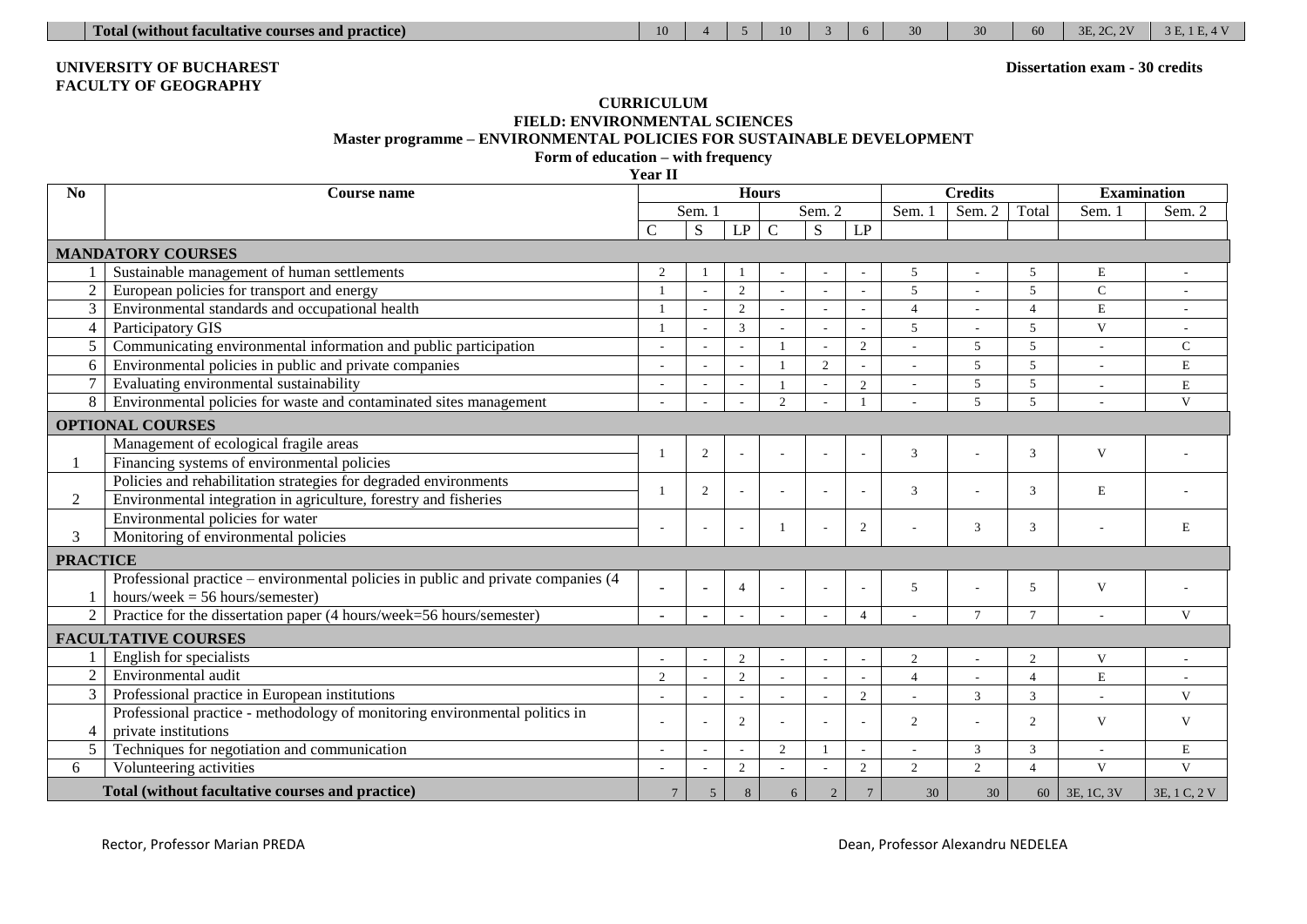| | Total (without facultative courses and practice) | 10 | 4 | 5 | 10 | 3 | 6 | 30 | 30 | 60 | 3E, 2C, 2V | 3 E, 1 E, 4 V |
|---|---|---|---|---|---|---|---|---|---|---|---|---|

**UNIVERSITY OF BUCHAREST**
**FACULTY OF GEOGRAPHY**

**Dissertation exam - 30 credits**

**CURRICULUM**
**FIELD: ENVIRONMENTAL SCIENCES**
**Master programme – ENVIRONMENTAL POLICIES FOR SUSTAINABLE DEVELOPMENT**
**Form of education – with frequency**
**Year II**

| No | Course name | Hours | | | | | | Credits | | | Examination | |
|---|---|---|---|---|---|---|---|---|---|---|---|---|
| | | Sem. 1 | | | Sem. 2 | | | Sem. 1 | Sem. 2 | Total | Sem. 1 | Sem. 2 |
| | | C | S | LP | C | S | LP | | | | | |
| **MANDATORY COURSES** | | | | | | | | | | | | |
| 1 | Sustainable management of human settlements | 2 | 1 | 1 | - | - | - | 5 | - | 5 | E | - |
| 2 | European policies for transport and energy | 1 | - | 2 | - | - | - | 5 | - | 5 | C | - |
| 3 | Environmental standards and occupational health | 1 | - | 2 | - | - | - | 4 | - | 4 | E | - |
| 4 | Participatory GIS | 1 | - | 3 | - | - | - | 5 | - | 5 | V | - |
| 5 | Communicating environmental information and public participation | - | - | - | 1 | - | 2 | - | 5 | 5 | - | C |
| 6 | Environmental policies in public and private companies | - | - | - | 1 | 2 | - | - | 5 | 5 | - | E |
| 7 | Evaluating environmental sustainability | - | - | - | 1 | - | 2 | - | 5 | 5 | - | E |
| 8 | Environmental policies for waste and contaminated sites management | - | - | - | 2 | - | 1 | - | 5 | 5 | - | V |
| **OPTIONAL COURSES** | | | | | | | | | | | | |
| 1 | Management of ecological fragile areas<br>Financing systems of environmental policies | 1 | 2 | - | - | - | - | 3 | - | 3 | V | - |
| 2 | Policies and rehabilitation strategies for degraded environments<br>Environmental integration in agriculture, forestry and fisheries | 1 | 2 | - | - | - | - | 3 | - | 3 | E | - |
| 3 | Environmental policies for water<br>Monitoring of environmental policies | - | - | - | 1 | - | 2 | - | 3 | 3 | - | E |
| **PRACTICE** | | | | | | | | | | | | |
| 1 | Professional practice – environmental policies in public and private companies (4 hours/week = 56 hours/semester) | - | - | 4 | - | - | - | 5 | - | 5 | V | - |
| 2 | Practice for the dissertation paper (4 hours/week=56 hours/semester) | - | - | - | - | - | 4 | - | 7 | 7 | - | V |
| **FACULTATIVE COURSES** | | | | | | | | | | | | |
| 1 | English for specialists | - | - | 2 | - | - | - | 2 | - | 2 | V | - |
| 2 | Environmental audit | 2 | - | 2 | - | - | - | 4 | - | 4 | E | - |
| 3 | Professional practice in European institutions | - | - | - | - | - | 2 | - | 3 | 3 | - | V |
| 4 | Professional practice - methodology of monitoring environmental politics in private institutions | - | - | 2 | - | - | - | 2 | - | 2 | V | V |
| 5 | Techniques for negotiation and communication | - | - | - | 2 | 1 | - | - | 3 | 3 | - | E |
| 6 | Volunteering activities | - | - | 2 | - | - | 2 | 2 | 2 | 4 | V | V |
| | **Total (without facultative courses and practice)** | 7 | 5 | 8 | 6 | 2 | 7 | 30 | 30 | 60 | 3E, 1C, 3V | 3E, 1 C, 2 V |

Rector, Professor Marian PREDA

Dean, Professor Alexandru NEDELEA